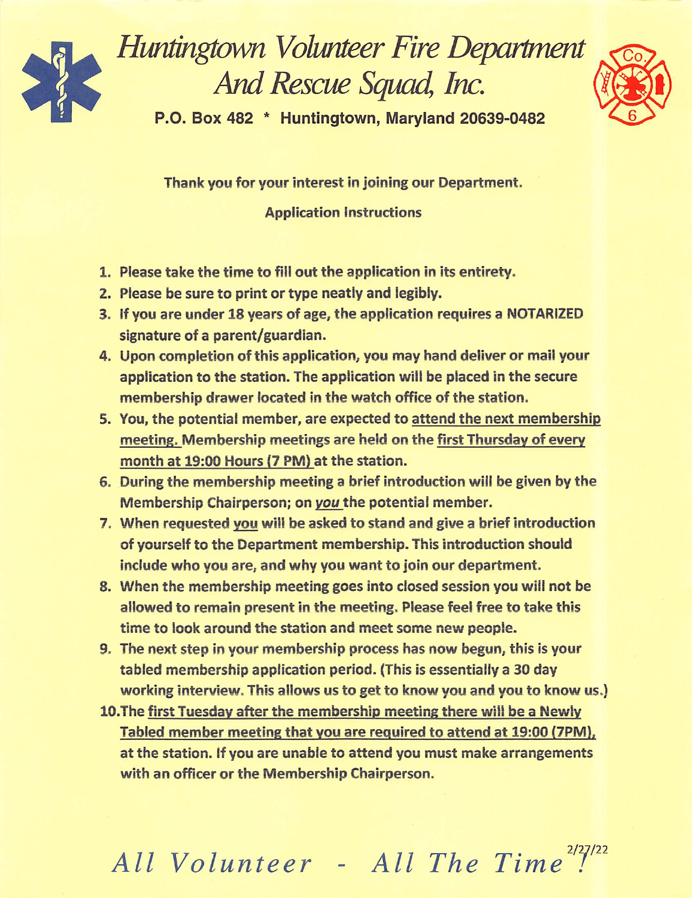# *Huntingtown Volunteer Fire Department And Rescue Squad, Inc.*

**P.O. Box 482 * Huntingtown, Maryland 20639-0482**

**Thank you for your interest in joining our Department.**

**Application Instructions**

1. **Please take the time to fill out the application in its entirety.**
2. **Please be sure to print or type neatly and legibly.**
3. **If you are under 18 years of age, the application requires a NOTARIZED signature of a parent/guardian.**
4. **Upon completion of this application, you may hand deliver or mail your application to the station. The application will be placed in the secure membership drawer located in the watch office of the station.**
5. **You, the potential member, are expected to <u>attend the next membership meeting.</u> Membership meetings are held on the <u>first Thursday of every month at 19:00 Hours (7 PM)</u> at the station.**
6. **During the membership meeting a brief introduction will be given by the Membership Chairperson; on <u>*you*</u> the potential member.**
7. **When requested <u>you</u> will be asked to stand and give a brief introduction of yourself to the Department membership. This introduction should include who you are, and why you want to join our department.**
8. **When the membership meeting goes into closed session you will not be allowed to remain present in the meeting. Please feel free to take this time to look around the station and meet some new people.**
9. **The next step in your membership process has now begun, this is your tabled membership application period. (This is essentially a 30 day working interview. This allows us to get to know you and you to know us.)**
10. **The <u>first Tuesday after the membership meeting there will be a Newly Tabled member meeting that you are required to attend at 19:00 (7PM),</u> at the station. If you are unable to attend you must make arrangements with an officer or the Membership Chairperson.**

*All Volunteer - All The Time!*

2/27/22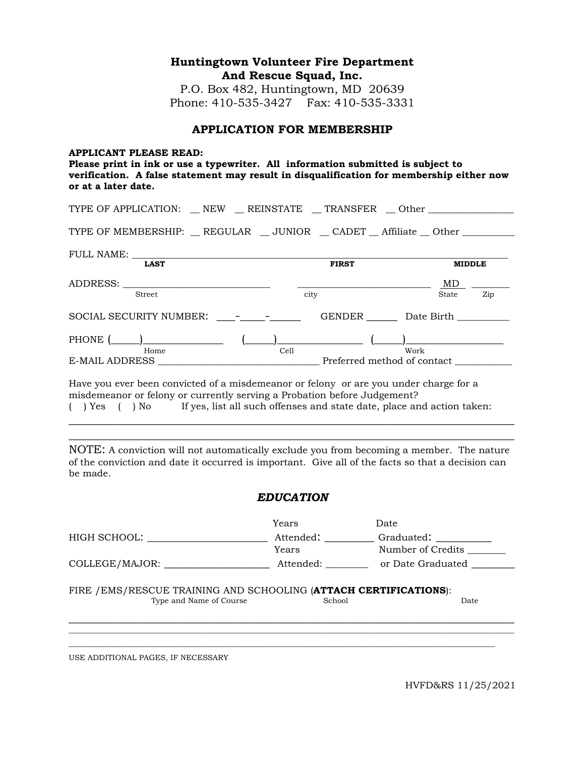**Huntingtown Volunteer Fire Department**
**And Rescue Squad, Inc.**
P.O. Box 482, Huntingtown, MD 20639
Phone: 410-535-3427 Fax: 410-535-3331

## APPLICATION FOR MEMBERSHIP

**APPLICANT PLEASE READ:**
**Please print in ink or use a typewriter. All information submitted is subject to verification. A false statement may result in disqualification for membership either now or at a later date.**

TYPE OF APPLICATION: __ NEW __ REINSTATE __ TRANSFER __ Other _________________

TYPE OF MEMBERSHIP: __ REGULAR __ JUNIOR __ CADET __ Affiliate __ Other __________

FULL NAME: ___________________________________________________________________
LAST FIRST MIDDLE

ADDRESS: _____________________________ ___________________________ MD _______
Street city State Zip

SOCIAL SECURITY NUMBER: ___-____-_____ GENDER ______ Date Birth __________

PHONE (_____)_______________ (_____)________________ (_____)__________________
Home Cell Work

E-MAIL ADDRESS ________________________________ Preferred method of contact ___________

Have you ever been convicted of a misdemeanor or felony or are you under charge for a misdemeanor or felony or currently serving a Probation before Judgement?
( ) Yes ( ) No If yes, list all such offenses and state date, place and action taken:

_____________________________________________________________________________________
_____________________________________________________________________________________

NOTE: A conviction will not automatically exclude you from becoming a member. The nature of the conviction and date it occurred is important. Give all of the facts so that a decision can be made.

### *EDUCATION*

HIGH SCHOOL: _______________________ Years Attended: _________ Date Graduated: ___________

COLLEGE/MAJOR: ____________________ Years Attended: ________ Number of Credits _______ or Date Graduated ________

FIRE /EMS/RESCUE TRAINING AND SCHOOLING (**ATTACH CERTIFICATIONS**):
Type and Name of Course School Date

_____________________________________________________________________________________
_____________________________________________________________________________________
_____________________________________________________________________________________

USE ADDITIONAL PAGES, IF NECESSARY

HVFD&RS 11/25/2021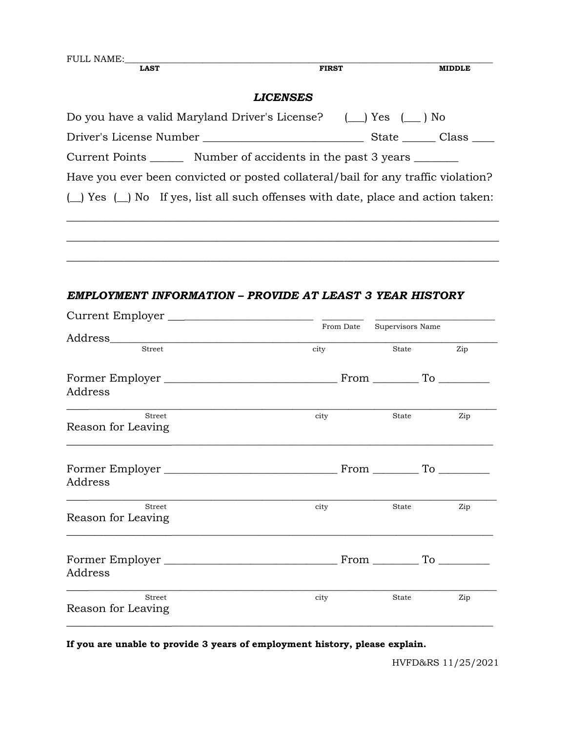FULL NAME:______________________________________________________________________
**LAST** **FIRST** **MIDDLE**

### *LICENSES*

Do you have a valid Maryland Driver's License? (___) Yes (___ ) No

Driver's License Number ____________________________ State ______ Class ____

Current Points ______ Number of accidents in the past 3 years ________

Have you ever been convicted or posted collateral/bail for any traffic violation?

(__) Yes (__) No If yes, list all such offenses with date, place and action taken:

_____________________________________________________________________________

_____________________________________________________________________________

_____________________________________________________________________________

### *EMPLOYMENT INFORMATION – PROVIDE AT LEAST 3 YEAR HISTORY*

Current Employer ________________________ ________ ______________________
From Date Supervisors Name

Address_______________________________________________________________________
Street city State Zip

Former Employer ______________________________ From ________ To _________
Address

_____________________________________________________________________________
Street city State Zip

Reason for Leaving

_____________________________________________________________________________

Former Employer ______________________________ From ________ To _________
Address

_____________________________________________________________________________
Street city State Zip

Reason for Leaving

_____________________________________________________________________________

Former Employer ______________________________ From ________ To _________
Address

_____________________________________________________________________________
Street city State Zip

Reason for Leaving

_____________________________________________________________________________

**If you are unable to provide 3 years of employment history, please explain.**

HVFD&RS 11/25/2021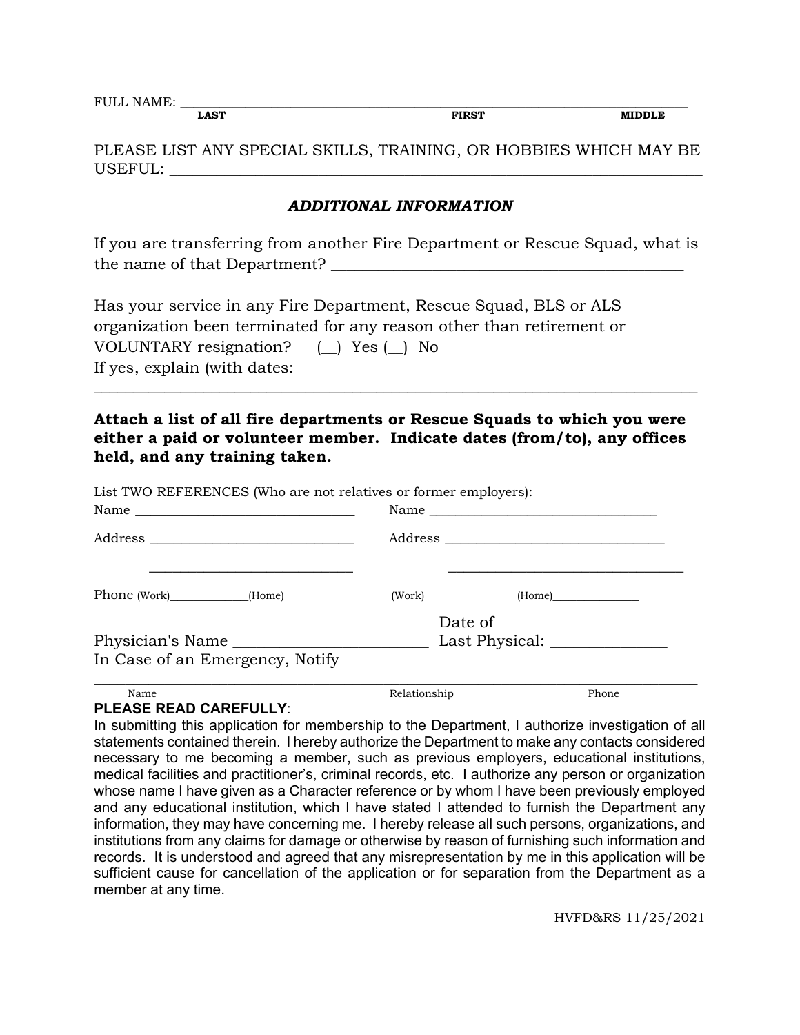FULL NAME: ______________________________________________________________________________
LAST FIRST MIDDLE

PLEASE LIST ANY SPECIAL SKILLS, TRAINING, OR HOBBIES WHICH MAY BE USEFUL: ______________________________________________________________

***ADDITIONAL INFORMATION***

If you are transferring from another Fire Department or Rescue Squad, what is the name of that Department? ________________________________________

Has your service in any Fire Department, Rescue Squad, BLS or ALS organization been terminated for any reason other than retirement or VOLUNTARY resignation? (__) Yes (__) No
If yes, explain (with dates:
______________________________________________________________________________

**Attach a list of all fire departments or Rescue Squads to which you were either a paid or volunteer member. Indicate dates (from/to), any offices held, and any training taken.**

List TWO REFERENCES (Who are not relatives or former employers):

Name ______________________________ Name ______________________________

Address ____________________________ Address ____________________________

____________________________ ____________________________

Phone (Work)____________(Home)____________ (Work)____________ (Home)____________

Physician's Name ________________________ Date of Last Physical: ______________

In Case of an Emergency, Notify

______________________________________________________________________________
Name Relationship Phone

**PLEASE READ CAREFULLY**:

In submitting this application for membership to the Department, I authorize investigation of all statements contained therein. I hereby authorize the Department to make any contacts considered necessary to me becoming a member, such as previous employers, educational institutions, medical facilities and practitioner's, criminal records, etc. I authorize any person or organization whose name I have given as a Character reference or by whom I have been previously employed and any educational institution, which I have stated I attended to furnish the Department any information, they may have concerning me. I hereby release all such persons, organizations, and institutions from any claims for damage or otherwise by reason of furnishing such information and records. It is understood and agreed that any misrepresentation by me in this application will be sufficient cause for cancellation of the application or for separation from the Department as a member at any time.

HVFD&RS 11/25/2021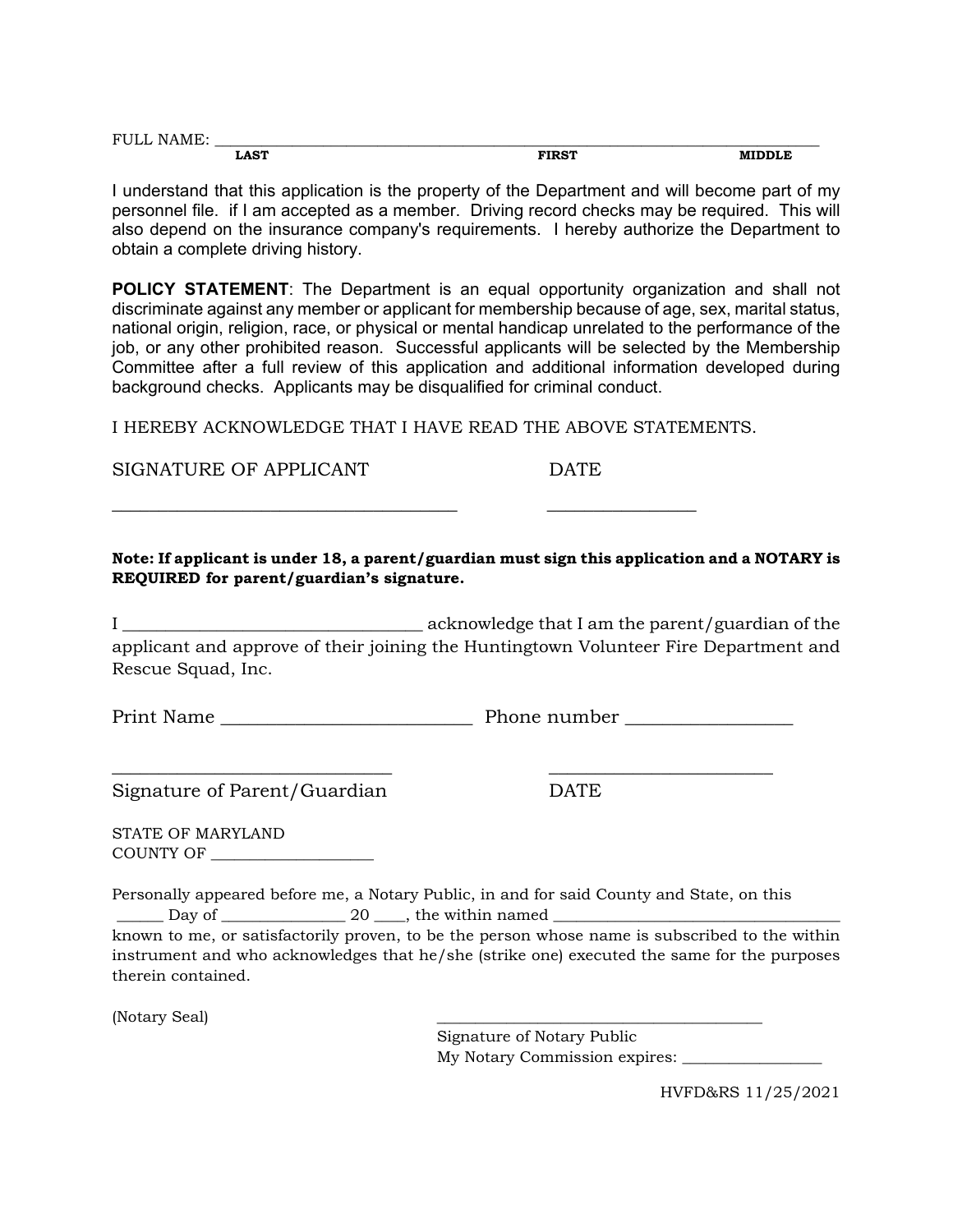FULL NAME: ______________________________________________________________________

LAST FIRST MIDDLE

I understand that this application is the property of the Department and will become part of my personnel file. if I am accepted as a member. Driving record checks may be required. This will also depend on the insurance company's requirements. I hereby authorize the Department to obtain a complete driving history.

**POLICY STATEMENT**: The Department is an equal opportunity organization and shall not discriminate against any member or applicant for membership because of age, sex, marital status, national origin, religion, race, or physical or mental handicap unrelated to the performance of the job, or any other prohibited reason. Successful applicants will be selected by the Membership Committee after a full review of this application and additional information developed during background checks. Applicants may be disqualified for criminal conduct.

I HEREBY ACKNOWLEDGE THAT I HAVE READ THE ABOVE STATEMENTS.

SIGNATURE OF APPLICANT DATE

______________________________________ ________________

**Note: If applicant is under 18, a parent/guardian must sign this application and a NOTARY is REQUIRED for parent/guardian's signature.**

I _________________________________ acknowledge that I am the parent/guardian of the applicant and approve of their joining the Huntingtown Volunteer Fire Department and Rescue Squad, Inc.

Print Name __________________________ Phone number _________________

_____________________________ ________________________

Signature of Parent/Guardian DATE

STATE OF MARYLAND
COUNTY OF ___________________

Personally appeared before me, a Notary Public, in and for said County and State, on this ______ Day of _______________ 20 ____, the within named ___________________________________ known to me, or satisfactorily proven, to be the person whose name is subscribed to the within instrument and who acknowledges that he/she (strike one) executed the same for the purposes therein contained.

(Notary Seal) ________________________________________

Signature of Notary Public
My Notary Commission expires: _________________

HVFD&RS 11/25/2021